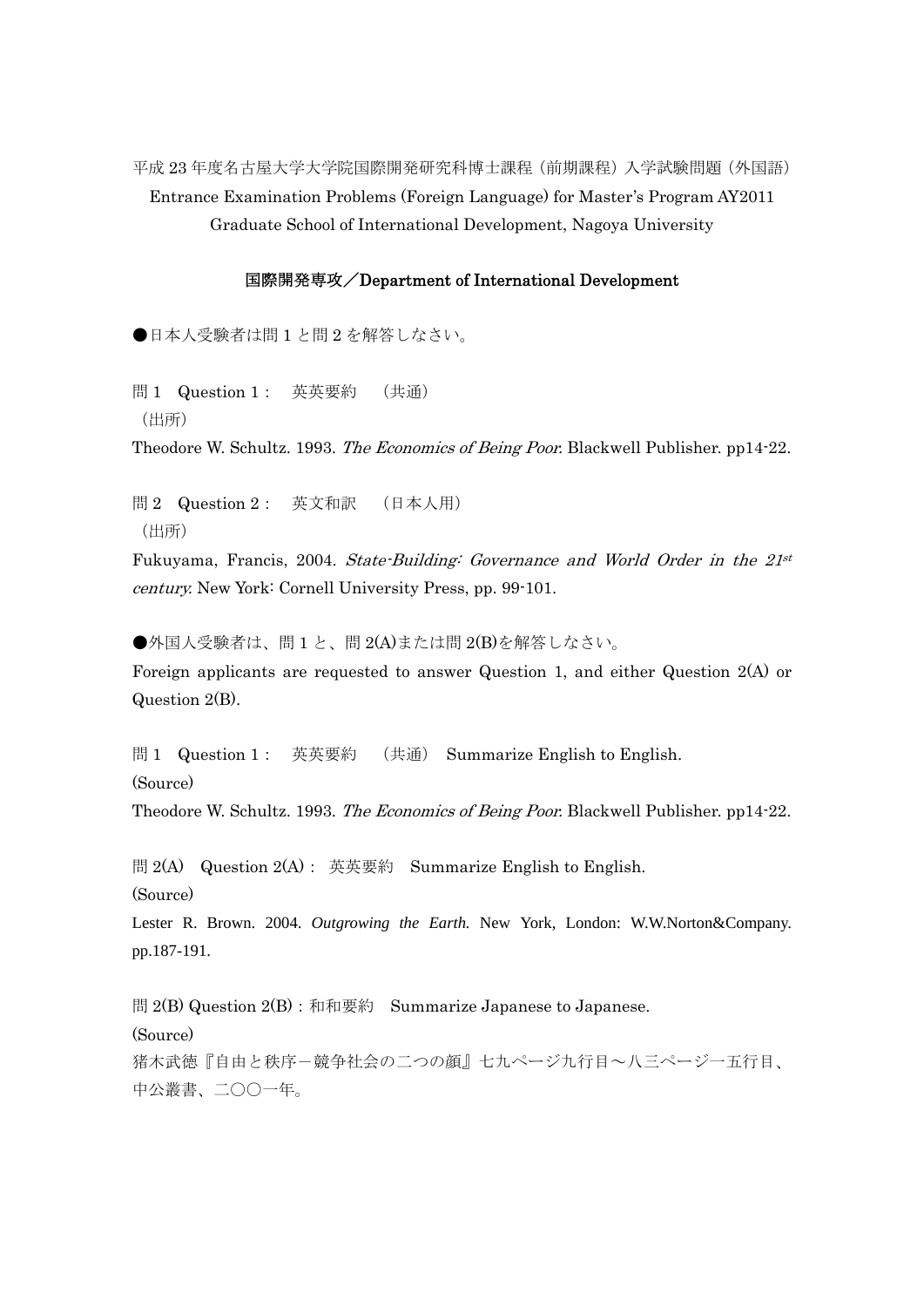平成 23 年度名古屋大学大学院国際開発研究科博士課程（前期課程）入学試験問題（外国語）
Entrance Examination Problems (Foreign Language) for Master's Program AY2011
Graduate School of International Development, Nagoya University

## 国際開発専攻／Department of International Development

●日本人受験者は問 1 と問 2 を解答しなさい。

問 1　Question 1：　英英要約　（共通）
（出所）
Theodore W. Schultz. 1993. *The Economics of Being Poor.* Blackwell Publisher. pp14-22.

問 2　Question 2：　英文和訳　（日本人用）
（出所）
Fukuyama, Francis, 2004. *State-Building: Governance and World Order in the 21st century.* New York: Cornell University Press, pp. 99-101.

●外国人受験者は、問 1 と、問 2(A)または問 2(B)を解答しなさい。
Foreign applicants are requested to answer Question 1, and either Question 2(A) or Question 2(B).

問 1　Question 1：　英英要約　（共通）　Summarize English to English.
(Source)
Theodore W. Schultz. 1993. *The Economics of Being Poor.* Blackwell Publisher. pp14-22.

問 2(A)　Question 2(A)：英英要約　Summarize English to English.
(Source)
Lester R. Brown. 2004. *Outgrowing the Earth.* New York, London: W.W.Norton&Company. pp.187-191.

問 2(B) Question 2(B)：和和要約　Summarize Japanese to Japanese.
(Source)
猪木武徳『自由と秩序－競争社会の二つの顔』七九ページ九行目～八三ページ一五行目、中公叢書、二〇〇一年。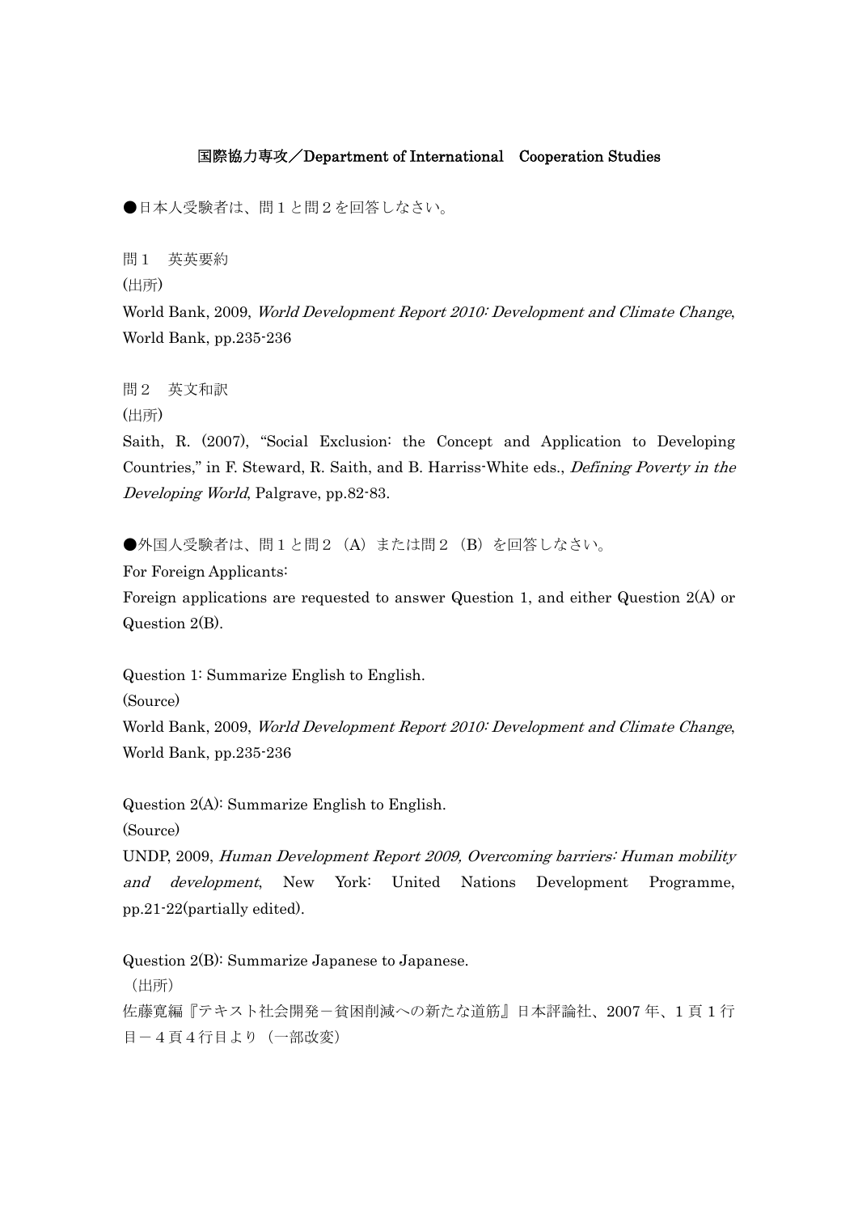## 国際協力専攻／Department of International　Cooperation Studies

●日本人受験者は、問１と問２を回答しなさい。

問１　英英要約

(出所)

World Bank, 2009, *World Development Report 2010: Development and Climate Change*, World Bank, pp.235-236

問２　英文和訳

(出所)

Saith, R. (2007), "Social Exclusion: the Concept and Application to Developing Countries," in F. Steward, R. Saith, and B. Harriss-White eds., *Defining Poverty in the Developing World*, Palgrave, pp.82-83.

●外国人受験者は、問１と問２（A）または問２（B）を回答しなさい。

For Foreign Applicants:

Foreign applications are requested to answer Question 1, and either Question 2(A) or Question 2(B).

Question 1: Summarize English to English.

(Source)

World Bank, 2009, *World Development Report 2010: Development and Climate Change*, World Bank, pp.235-236

Question 2(A): Summarize English to English.

(Source)

UNDP, 2009, *Human Development Report 2009, Overcoming barriers: Human mobility and development*, New York: United Nations Development Programme, pp.21-22(partially edited).

Question 2(B): Summarize Japanese to Japanese.

（出所）

佐藤寛編『テキスト社会開発－貧困削減への新たな道筋』日本評論社、2007 年、1 頁 1 行目－4 頁 4 行目より（一部改変）